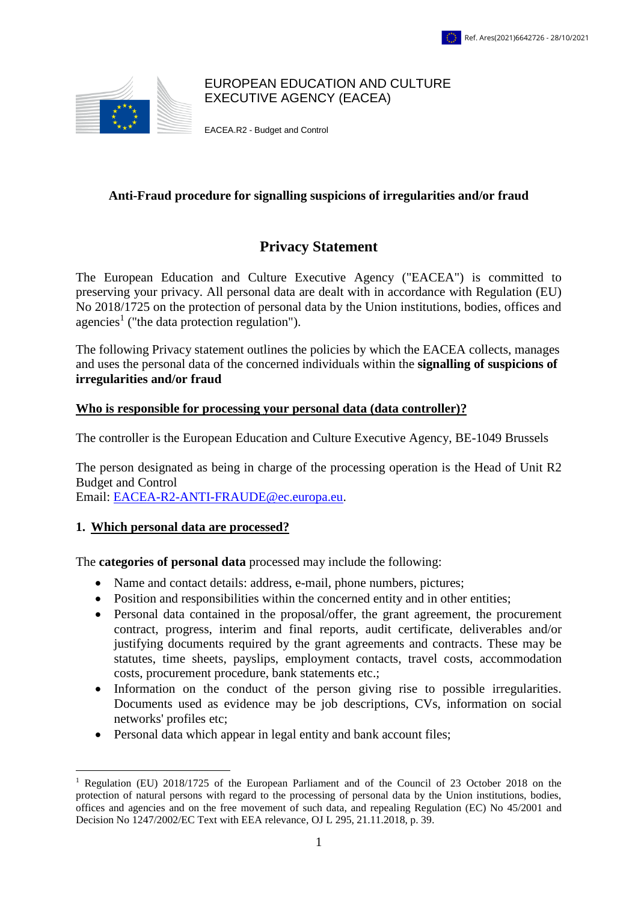Ref. Ares(2021)6642726 - 28/10/2021

EUROPEAN EDUCATION AND CULTURE
EXECUTIVE AGENCY (EACEA)

EACEA.R2 - Budget and Control

**Anti-Fraud procedure for signalling suspicions of irregularities and/or fraud**

# Privacy Statement

The European Education and Culture Executive Agency ("EACEA") is committed to preserving your privacy. All personal data are dealt with in accordance with Regulation (EU) No 2018/1725 on the protection of personal data by the Union institutions, bodies, offices and agencies[1] ("the data protection regulation").

The following Privacy statement outlines the policies by which the EACEA collects, manages and uses the personal data of the concerned individuals within the **signalling of suspicions of irregularities and/or fraud**

## Who is responsible for processing your personal data (data controller)?

The controller is the European Education and Culture Executive Agency, BE-1049 Brussels

The person designated as being in charge of the processing operation is the Head of Unit R2 Budget and Control
Email: EACEA-R2-ANTI-FRAUDE@ec.europa.eu.

## 1. Which personal data are processed?

The **categories of personal data** processed may include the following:

- Name and contact details: address, e-mail, phone numbers, pictures;
- Position and responsibilities within the concerned entity and in other entities;
- Personal data contained in the proposal/offer, the grant agreement, the procurement contract, progress, interim and final reports, audit certificate, deliverables and/or justifying documents required by the grant agreements and contracts. These may be statutes, time sheets, payslips, employment contacts, travel costs, accommodation costs, procurement procedure, bank statements etc.;
- Information on the conduct of the person giving rise to possible irregularities. Documents used as evidence may be job descriptions, CVs, information on social networks' profiles etc;
- Personal data which appear in legal entity and bank account files;

[1] Regulation (EU) 2018/1725 of the European Parliament and of the Council of 23 October 2018 on the protection of natural persons with regard to the processing of personal data by the Union institutions, bodies, offices and agencies and on the free movement of such data, and repealing Regulation (EC) No 45/2001 and Decision No 1247/2002/EC Text with EEA relevance, OJ L 295, 21.11.2018, p. 39.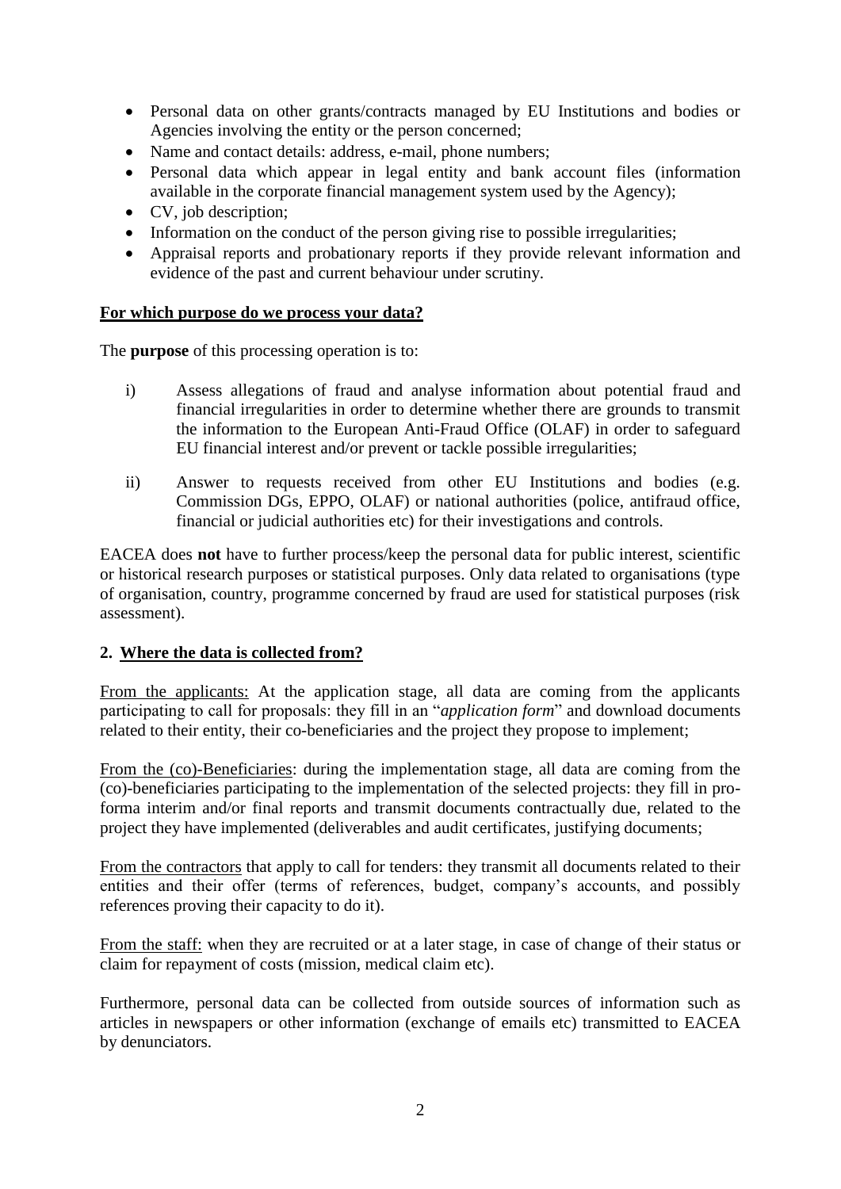- Personal data on other grants/contracts managed by EU Institutions and bodies or Agencies involving the entity or the person concerned;
- Name and contact details: address, e-mail, phone numbers;
- Personal data which appear in legal entity and bank account files (information available in the corporate financial management system used by the Agency);
- CV, job description;
- Information on the conduct of the person giving rise to possible irregularities;
- Appraisal reports and probationary reports if they provide relevant information and evidence of the past and current behaviour under scrutiny.

**For which purpose do we process your data?**

The **purpose** of this processing operation is to:

i) Assess allegations of fraud and analyse information about potential fraud and financial irregularities in order to determine whether there are grounds to transmit the information to the European Anti-Fraud Office (OLAF) in order to safeguard EU financial interest and/or prevent or tackle possible irregularities;

ii) Answer to requests received from other EU Institutions and bodies (e.g. Commission DGs, EPPO, OLAF) or national authorities (police, antifraud office, financial or judicial authorities etc) for their investigations and controls.

EACEA does **not** have to further process/keep the personal data for public interest, scientific or historical research purposes or statistical purposes. Only data related to organisations (type of organisation, country, programme concerned by fraud are used for statistical purposes (risk assessment).

## 2. Where the data is collected from?

From the applicants: At the application stage, all data are coming from the applicants participating to call for proposals: they fill in an "*application form*" and download documents related to their entity, their co-beneficiaries and the project they propose to implement;

From the (co)-Beneficiaries: during the implementation stage, all data are coming from the (co)-beneficiaries participating to the implementation of the selected projects: they fill in pro-forma interim and/or final reports and transmit documents contractually due, related to the project they have implemented (deliverables and audit certificates, justifying documents;

From the contractors that apply to call for tenders: they transmit all documents related to their entities and their offer (terms of references, budget, company's accounts, and possibly references proving their capacity to do it).

From the staff: when they are recruited or at a later stage, in case of change of their status or claim for repayment of costs (mission, medical claim etc).

Furthermore, personal data can be collected from outside sources of information such as articles in newspapers or other information (exchange of emails etc) transmitted to EACEA by denunciators.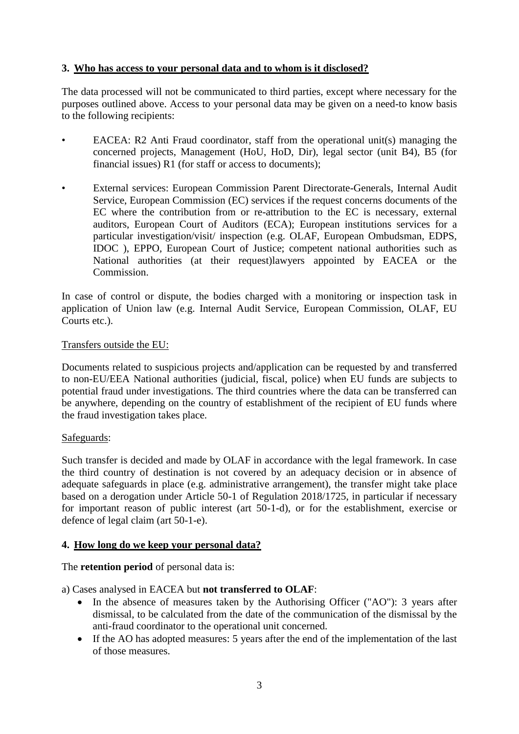## 3. Who has access to your personal data and to whom is it disclosed?

The data processed will not be communicated to third parties, except where necessary for the purposes outlined above. Access to your personal data may be given on a need-to know basis to the following recipients:

- EACEA: R2 Anti Fraud coordinator, staff from the operational unit(s) managing the concerned projects, Management (HoU, HoD, Dir), legal sector (unit B4), B5 (for financial issues) R1 (for staff or access to documents);
- External services: European Commission Parent Directorate-Generals, Internal Audit Service, European Commission (EC) services if the request concerns documents of the EC where the contribution from or re-attribution to the EC is necessary, external auditors, European Court of Auditors (ECA); European institutions services for a particular investigation/visit/ inspection (e.g. OLAF, European Ombudsman, EDPS, IDOC ), EPPO, European Court of Justice; competent national authorities such as National authorities (at their request)lawyers appointed by EACEA or the Commission.

In case of control or dispute, the bodies charged with a monitoring or inspection task in application of Union law (e.g. Internal Audit Service, European Commission, OLAF, EU Courts etc.).

Transfers outside the EU:

Documents related to suspicious projects and/application can be requested by and transferred to non-EU/EEA National authorities (judicial, fiscal, police) when EU funds are subjects to potential fraud under investigations. The third countries where the data can be transferred can be anywhere, depending on the country of establishment of the recipient of EU funds where the fraud investigation takes place.

Safeguards:

Such transfer is decided and made by OLAF in accordance with the legal framework. In case the third country of destination is not covered by an adequacy decision or in absence of adequate safeguards in place (e.g. administrative arrangement), the transfer might take place based on a derogation under Article 50-1 of Regulation 2018/1725, in particular if necessary for important reason of public interest (art 50-1-d), or for the establishment, exercise or defence of legal claim (art 50-1-e).

## 4. How long do we keep your personal data?

The **retention period** of personal data is:

a) Cases analysed in EACEA but **not transferred to OLAF**:

- In the absence of measures taken by the Authorising Officer ("AO"): 3 years after dismissal, to be calculated from the date of the communication of the dismissal by the anti-fraud coordinator to the operational unit concerned.
- If the AO has adopted measures: 5 years after the end of the implementation of the last of those measures.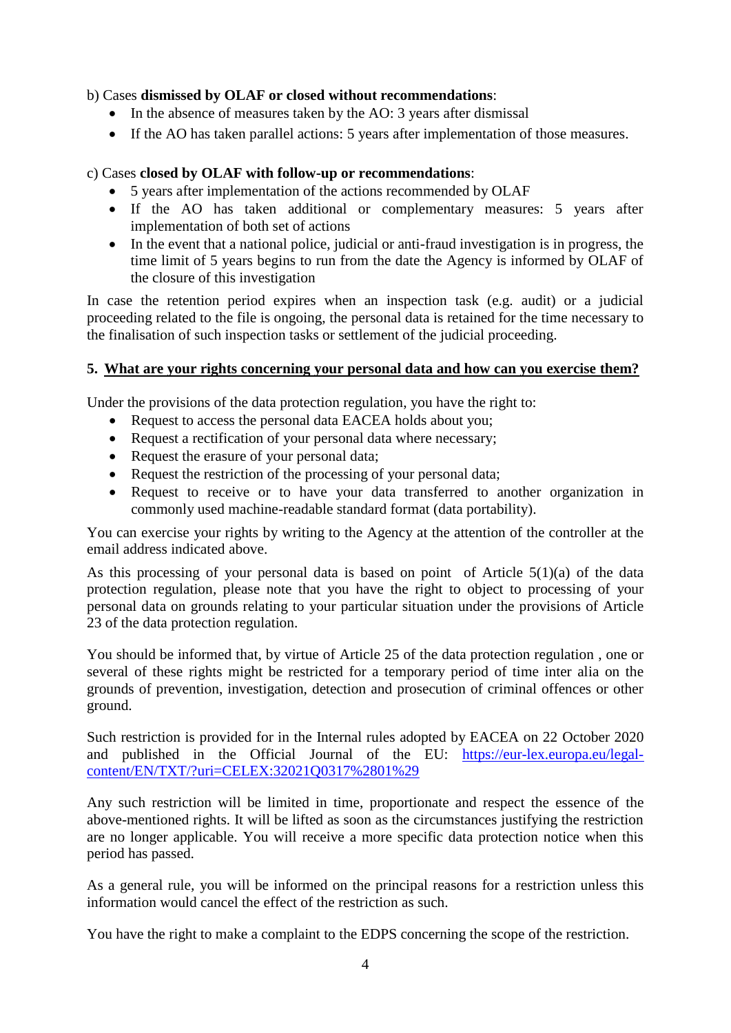b) Cases **dismissed by OLAF or closed without recommendations**:

- In the absence of measures taken by the AO: 3 years after dismissal
- If the AO has taken parallel actions: 5 years after implementation of those measures.

c) Cases **closed by OLAF with follow-up or recommendations**:

- 5 years after implementation of the actions recommended by OLAF
- If the AO has taken additional or complementary measures: 5 years after implementation of both set of actions
- In the event that a national police, judicial or anti-fraud investigation is in progress, the time limit of 5 years begins to run from the date the Agency is informed by OLAF of the closure of this investigation

In case the retention period expires when an inspection task (e.g. audit) or a judicial proceeding related to the file is ongoing, the personal data is retained for the time necessary to the finalisation of such inspection tasks or settlement of the judicial proceeding.

## 5. What are your rights concerning your personal data and how can you exercise them?

Under the provisions of the data protection regulation, you have the right to:

- Request to access the personal data EACEA holds about you;
- Request a rectification of your personal data where necessary;
- Request the erasure of your personal data;
- Request the restriction of the processing of your personal data;
- Request to receive or to have your data transferred to another organization in commonly used machine-readable standard format (data portability).

You can exercise your rights by writing to the Agency at the attention of the controller at the email address indicated above.

As this processing of your personal data is based on point of Article 5(1)(a) of the data protection regulation, please note that you have the right to object to processing of your personal data on grounds relating to your particular situation under the provisions of Article 23 of the data protection regulation.

You should be informed that, by virtue of Article 25 of the data protection regulation , one or several of these rights might be restricted for a temporary period of time inter alia on the grounds of prevention, investigation, detection and prosecution of criminal offences or other ground.

Such restriction is provided for in the Internal rules adopted by EACEA on 22 October 2020 and published in the Official Journal of the EU: [https://eur-lex.europa.eu/legal-content/EN/TXT/?uri=CELEX:32021Q0317%2801%29](https://eur-lex.europa.eu/legal-content/EN/TXT/?uri=CELEX:32021Q0317%2801%29)

Any such restriction will be limited in time, proportionate and respect the essence of the above-mentioned rights. It will be lifted as soon as the circumstances justifying the restriction are no longer applicable. You will receive a more specific data protection notice when this period has passed.

As a general rule, you will be informed on the principal reasons for a restriction unless this information would cancel the effect of the restriction as such.

You have the right to make a complaint to the EDPS concerning the scope of the restriction.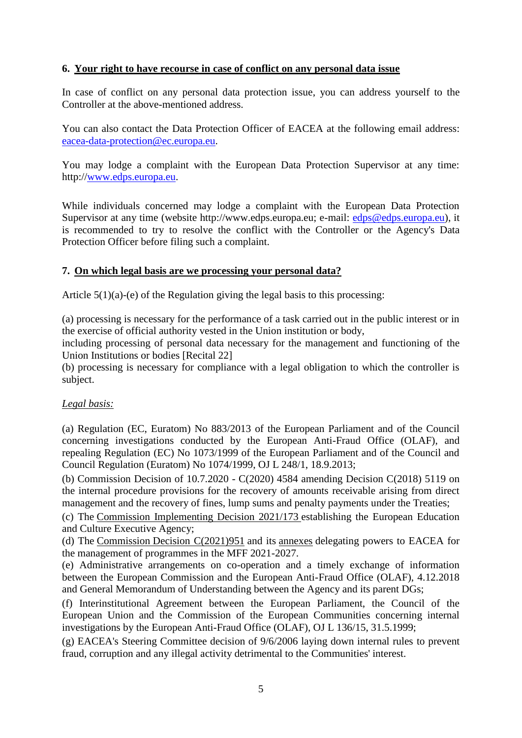## 6. Your right to have recourse in case of conflict on any personal data issue

In case of conflict on any personal data protection issue, you can address yourself to the Controller at the above-mentioned address.

You can also contact the Data Protection Officer of EACEA at the following email address: eacea-data-protection@ec.europa.eu.

You may lodge a complaint with the European Data Protection Supervisor at any time: http://www.edps.europa.eu.

While individuals concerned may lodge a complaint with the European Data Protection Supervisor at any time (website http://www.edps.europa.eu; e-mail: edps@edps.europa.eu), it is recommended to try to resolve the conflict with the Controller or the Agency's Data Protection Officer before filing such a complaint.

## 7. On which legal basis are we processing your personal data?

Article 5(1)(a)-(e) of the Regulation giving the legal basis to this processing:

(a) processing is necessary for the performance of a task carried out in the public interest or in the exercise of official authority vested in the Union institution or body,
including processing of personal data necessary for the management and functioning of the Union Institutions or bodies [Recital 22]
(b) processing is necessary for compliance with a legal obligation to which the controller is subject.

*Legal basis:*

(a) Regulation (EC, Euratom) No 883/2013 of the European Parliament and of the Council concerning investigations conducted by the European Anti-Fraud Office (OLAF), and repealing Regulation (EC) No 1073/1999 of the European Parliament and of the Council and Council Regulation (Euratom) No 1074/1999, OJ L 248/1, 18.9.2013;

(b) Commission Decision of 10.7.2020 - C(2020) 4584 amending Decision C(2018) 5119 on the internal procedure provisions for the recovery of amounts receivable arising from direct management and the recovery of fines, lump sums and penalty payments under the Treaties;

(c) The Commission Implementing Decision 2021/173 establishing the European Education and Culture Executive Agency;

(d) The Commission Decision C(2021)951 and its annexes delegating powers to EACEA for the management of programmes in the MFF 2021-2027.

(e) Administrative arrangements on co-operation and a timely exchange of information between the European Commission and the European Anti-Fraud Office (OLAF), 4.12.2018 and General Memorandum of Understanding between the Agency and its parent DGs;

(f) Interinstitutional Agreement between the European Parliament, the Council of the European Union and the Commission of the European Communities concerning internal investigations by the European Anti-Fraud Office (OLAF), OJ L 136/15, 31.5.1999;

(g) EACEA's Steering Committee decision of 9/6/2006 laying down internal rules to prevent fraud, corruption and any illegal activity detrimental to the Communities' interest.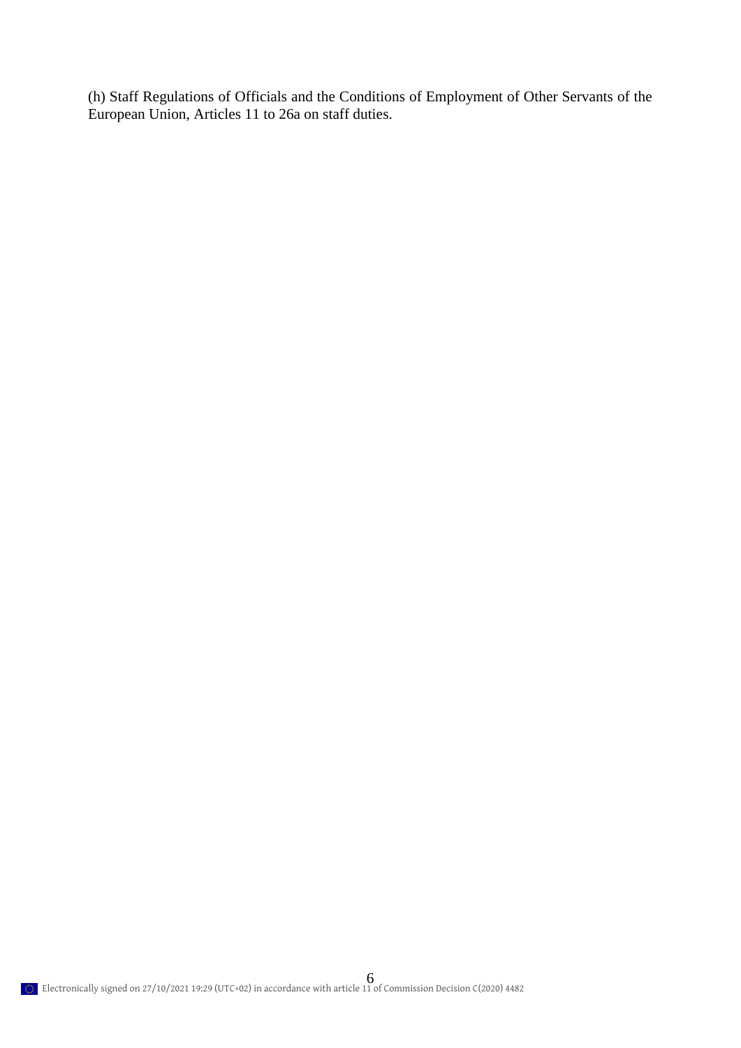(h) Staff Regulations of Officials and the Conditions of Employment of Other Servants of the European Union, Articles 11 to 26a on staff duties.